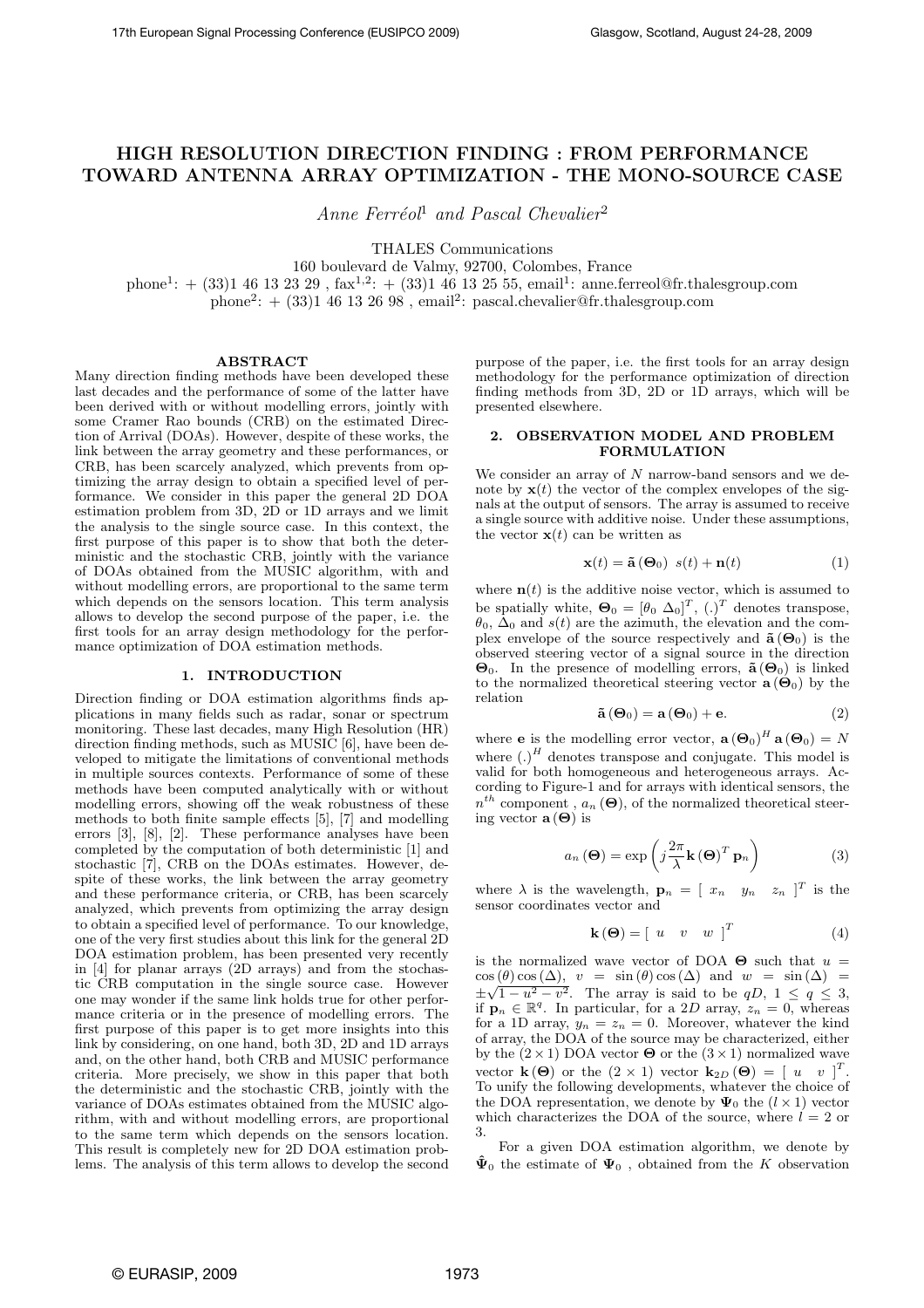# HIGH RESOLUTION DIRECTION FINDING : FROM PERFORMANCE TOWARD ANTENNA ARRAY OPTIMIZATION - THE MONO-SOURCE CASE

*Anne Ferréol*[1] *and Pascal Chevalier*[2]

THALES Communications

160 boulevard de Valmy, 92700, Colombes, France

phone[1]: + (33)1 46 13 23 29 , fax[1,2]: + (33)1 46 13 25 55, email[1]: anne.ferreol@fr.thalesgroup.com

phone[2]: + (33)1 46 13 26 98 , email[2]: pascal.chevalier@fr.thalesgroup.com

## ABSTRACT

Many direction finding methods have been developed these last decades and the performance of some of the latter have been derived with or without modelling errors, jointly with some Cramer Rao bounds (CRB) on the estimated Direction of Arrival (DOAs). However, despite of these works, the link between the array geometry and these performances, or CRB, has been scarcely analyzed, which prevents from optimizing the array design to obtain a specified level of performance. We consider in this paper the general 2D DOA estimation problem from 3D, 2D or 1D arrays and we limit the analysis to the single source case. In this context, the first purpose of this paper is to show that both the deterministic and the stochastic CRB, jointly with the variance of DOAs obtained from the MUSIC algorithm, with and without modelling errors, are proportional to the same term which depends on the sensors location. This term analysis allows to develop the second purpose of the paper, i.e. the first tools for an array design methodology for the performance optimization of DOA estimation methods.

## 1. INTRODUCTION

Direction finding or DOA estimation algorithms finds applications in many fields such as radar, sonar or spectrum monitoring. These last decades, many High Resolution (HR) direction finding methods, such as MUSIC [6], have been developed to mitigate the limitations of conventional methods in multiple sources contexts. Performance of some of these methods have been computed analytically with or without modelling errors, showing off the weak robustness of these methods to both finite sample effects [5], [7] and modelling errors [3], [8], [2]. These performance analyses have been completed by the computation of both deterministic [1] and stochastic [7], CRB on the DOAs estimates. However, despite of these works, the link between the array and these performance criteria, or CRB, has been scarcely analyzed, which prevents from optimizing the array design to obtain a specified level of performance. To our knowledge, one of the very first studies about this link for the general 2D DOA estimation problem, has been presented very recently in [4] for planar arrays (2D arrays) and from the stochastic CRB computation in the single source case. However one may wonder if the same link holds true for other performance criteria or in the presence of modelling errors. The first purpose of this paper is to get more insights into this link by considering, on one hand, both 3D, 2D and 1D arrays and, on the other hand, both CRB and MUSIC performance criteria. More precisely, we show in this paper that both the deterministic and the stochastic CRB, jointly with the variance of DOAs estimates obtained from the MUSIC algorithm, with and without modelling errors, are proportional to the same term which depends on the sensors location. This result is completely new for 2D DOA estimation problems. The analysis of this term allows to develop the second purpose of the paper, i.e. the first tools for an array design methodology for the performance optimization of direction finding methods from 3D, 2D or 1D arrays, which will be presented elsewhere.

## 2. OBSERVATION MODEL AND PROBLEM FORMULATION

We consider an array of $N$ narrow-band sensors and we denote by $\mathbf{x}(t)$ the vector of the complex envelopes of the signals at the output of sensors. The array is assumed to receive a single source with additive noise. Under these assumptions, the vector $\mathbf{x}(t)$ can be written as

$$\mathbf{x}(t) = \tilde{\mathbf{a}}(\mathbf{\Theta}_0)\ s(t) + \mathbf{n}(t) \tag{1}$$

where $\mathbf{n}(t)$ is the additive noise vector, which is assumed to be spatially white, $\mathbf{\Theta}_0 = [\theta_0\ \Delta_0]^T$, $(.)^T$ denotes transpose, $\theta_0$, $\Delta_0$ and $s(t)$ are the azimuth, the elevation and the complex envelope of the source respectively and $\tilde{\mathbf{a}}(\mathbf{\Theta}_0)$ is the observed steering vector of a signal source in the direction $\mathbf{\Theta}_0$. In the presence of modelling errors, $\tilde{\mathbf{a}}(\mathbf{\Theta}_0)$ is linked to the normalized theoretical steering vector $\mathbf{a}(\mathbf{\Theta}_0)$ by the relation

$$\tilde{\mathbf{a}}(\mathbf{\Theta}_0) = \mathbf{a}(\mathbf{\Theta}_0) + \mathbf{e}. \tag{2}$$

where $\mathbf{e}$ is the modelling error vector, $\mathbf{a}(\mathbf{\Theta}_0)^H \mathbf{a}(\mathbf{\Theta}_0) = N$ where $(.)^H$ denotes transpose and conjugate. This model is valid for both homogeneous and heterogeneous arrays. According to Figure-1 and for arrays with identical sensors, the $n^{th}$ component , $a_n(\mathbf{\Theta})$, of the normalized theoretical steering vector $\mathbf{a}(\mathbf{\Theta})$ is

$$a_n(\mathbf{\Theta}) = \exp\left(j\frac{2\pi}{\lambda}\mathbf{k}(\mathbf{\Theta})^T \mathbf{p}_n\right) \tag{3}$$

where $\lambda$ is the wavelength, $\mathbf{p}_n = [\ x_n \quad y_n \quad z_n\ ]^T$ is the sensor coordinates vector and

$$\mathbf{k}(\mathbf{\Theta}) = [\ u \quad v \quad w\ ]^T \tag{4}$$

is the normalized wave vector of DOA $\mathbf{\Theta}$ such that $u = \cos(\theta)\cos(\Delta)$, $v = \sin(\theta)\cos(\Delta)$ and $w = \sin(\Delta) = \pm\sqrt{1-u^2-v^2}$. The array is said to be $qD$, $1 \le q \le 3$, if $\mathbf{p}_n \in \mathbb{R}^q$. In particular, for a $2D$ array, $z_n = 0$, whereas for a 1D array, $y_n = z_n = 0$. Moreover, whatever the kind of array, the DOA of the source may be characterized, either by the $(2 \times 1)$ DOA vector $\mathbf{\Theta}$ or the $(3 \times 1)$ normalized wave vector $\mathbf{k}(\mathbf{\Theta})$ or the $(2 \times 1)$ vector $\mathbf{k}_{2D}(\mathbf{\Theta}) = [\ u \quad v\ ]^T$. To unify the following developments, whatever the choice of the DOA representation, we denote by $\mathbf{\Psi}_0$ the $(l \times 1)$ vector which characterizes the DOA of the source, where $l = 2$ or 3.

For a given DOA estimation algorithm, we denote by $\hat{\mathbf{\Psi}}_0$ the estimate of $\mathbf{\Psi}_0$ , obtained from the $K$ observation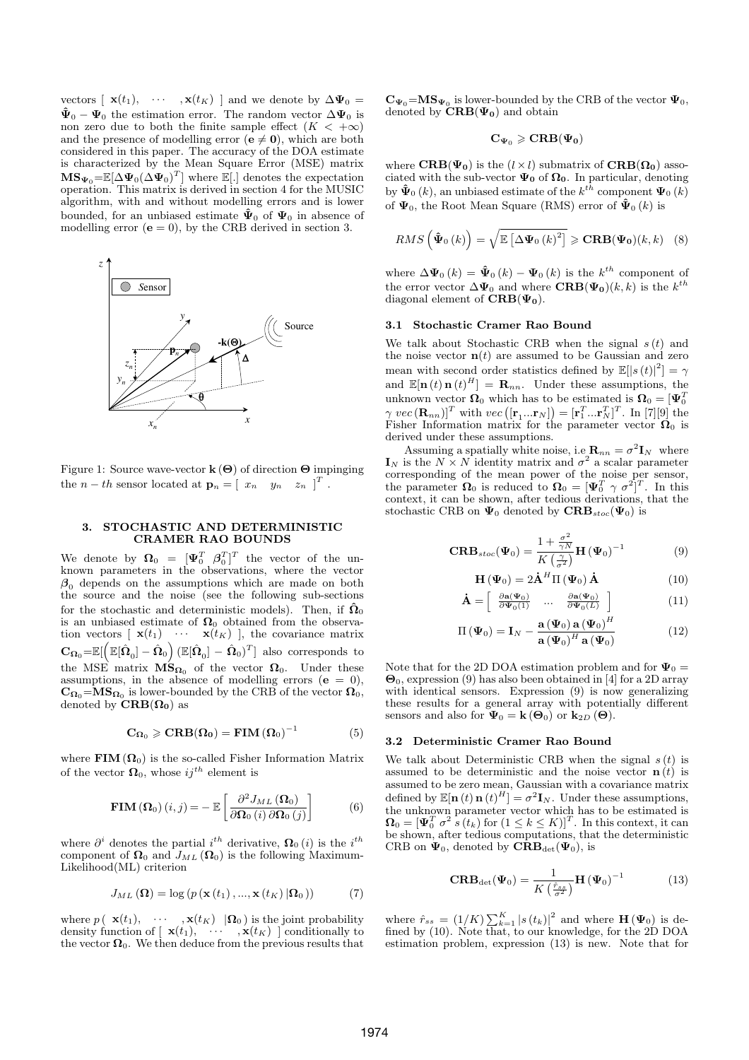vectors $[\ \mathbf{x}(t_1), \ \cdots \ , \mathbf{x}(t_K)\ ]$ and we denote by $\Delta\mathbf{\Psi}_0 = \hat{\mathbf{\Psi}}_0 - \mathbf{\Psi}_0$ the estimation error. The random vector $\Delta\mathbf{\Psi}_0$ is non zero due to both the finite sample effect ($K < +\infty$) and the presence of modelling error ($\mathbf{e} \neq \mathbf{0}$), which are both considered in this paper. The accuracy of the DOA estimate is characterized by the Mean Square Error (MSE) matrix $\mathbf{MS}_{\mathbf{\Psi}_0}$=$\mathbb{E}[\Delta\mathbf{\Psi}_0(\Delta\mathbf{\Psi}_0)^T]$ where $\mathbb{E}[.]$ denotes the expectation operation. This matrix is derived in section 4 for the MUSIC algorithm, with and without modelling errors and is lower bounded, for an unbiased estimate $\hat{\mathbf{\Psi}}_0$ of $\mathbf{\Psi}_0$ in absence of modelling error ($\mathbf{e} = 0$), by the CRB derived in section 3.

Figure 1: Source wave-vector $\mathbf{k}(\mathbf{\Theta})$ of direction $\mathbf{\Theta}$ impinging the $n-th$ sensor located at $\mathbf{p}_n = [\ x_n \quad y_n \quad z_n\ ]^T$.

## 3. STOCHASTIC AND DETERMINISTIC CRAMER RAO BOUNDS

We denote by $\mathbf{\Omega}_0 = [\mathbf{\Psi}_0^T \ \boldsymbol{\beta}_0^T]^T$ the vector of the unknown parameters in the observations, where the vector $\boldsymbol{\beta}_0$ depends on the assumptions which are made on both the source and the noise (see the following sub-sections for the stochastic and deterministic models). Then, if $\hat{\mathbf{\Omega}}_0$ is an unbiased estimate of $\mathbf{\Omega}_0$ obtained from the observation vectors $[\ \mathbf{x}(t_1) \ \cdots \ \mathbf{x}(t_K)\ ]$, the covariance matrix $\mathbf{C}_{\mathbf{\Omega}_0}$=$\mathbb{E}[\left(\mathbb{E}[\hat{\mathbf{\Omega}}_0] - \hat{\mathbf{\Omega}}_0\right)(\mathbb{E}[\hat{\mathbf{\Omega}}_0] - \hat{\mathbf{\Omega}}_0)^T]$ also corresponds to the MSE matrix $\mathbf{MS}_{\mathbf{\Omega}_0}$ of the vector $\mathbf{\Omega}_0$. Under these assumptions, in the absence of modelling errors ($\mathbf{e} = 0$), $\mathbf{C}_{\mathbf{\Omega}_0}$=$\mathbf{MS}_{\mathbf{\Omega}_0}$ is lower-bounded by the CRB of the vector $\mathbf{\Omega}_0$, denoted by $\mathbf{CRB}(\mathbf{\Omega_0})$ as

$$\mathbf{C}_{\mathbf{\Omega}_0} \geqslant \mathbf{CRB}(\mathbf{\Omega_0}) = \mathbf{FIM}\left(\mathbf{\Omega}_0\right)^{-1} \tag{5}$$

where $\mathbf{FIM}\left(\mathbf{\Omega}_0\right)$ is the so-called Fisher Information Matrix of the vector $\mathbf{\Omega}_0$, whose $ij^{th}$ element is

$$\mathbf{FIM}\left(\mathbf{\Omega}_0\right)(i,j) = -\ \mathbb{E}\left[\frac{\partial^2 J_{ML}\left(\mathbf{\Omega}_0\right)}{\partial\mathbf{\Omega}_0\left(i\right)\partial\mathbf{\Omega}_0\left(j\right)}\right] \tag{6}$$

where $\partial^i$ denotes the partial $i^{th}$ derivative, $\mathbf{\Omega}_0\left(i\right)$ is the $i^{th}$ component of $\mathbf{\Omega}_0$ and $J_{ML}\left(\mathbf{\Omega}_0\right)$ is the following Maximum-Likelihood(ML) criterion

$$J_{ML}\left(\mathbf{\Omega}\right) = \log\left(p\left(\mathbf{x}\left(t_1\right), ..., \mathbf{x}\left(t_K\right)|\mathbf{\Omega}_0\right)\right) \tag{7}$$

where $p(\ \mathbf{x}(t_1), \ \cdots \ , \mathbf{x}(t_K) \ \ |\mathbf{\Omega}_0)$ is the joint probability density function of $[\ \mathbf{x}(t_1), \ \cdots \ , \mathbf{x}(t_K)\ ]$ conditionally to the vector $\mathbf{\Omega}_0$. We then deduce from the previous results that $\mathbf{C}_{\mathbf{\Psi}_0}$=$\mathbf{MS}_{\mathbf{\Psi}_0}$ is lower-bounded by the CRB of the vector $\mathbf{\Psi}_0$, denoted by $\mathbf{CRB}(\mathbf{\Psi_0})$ and obtain

$$\mathbf{C}_{\mathbf{\Psi}_0} \geqslant \mathbf{CRB}(\mathbf{\Psi_0})$$

where $\mathbf{CRB}(\mathbf{\Psi_0})$ is the $(l \times l)$ submatrix of $\mathbf{CRB}(\mathbf{\Omega_0})$ associated with the sub-vector $\mathbf{\Psi_0}$ of $\mathbf{\Omega_0}$. In particular, denoting by $\hat{\mathbf{\Psi}}_0\left(k\right)$, an unbiased estimate of the $k^{th}$ component $\mathbf{\Psi}_0\left(k\right)$ of $\mathbf{\Psi}_0$, the Root Mean Square (RMS) error of $\hat{\mathbf{\Psi}}_0\left(k\right)$ is

$$RMS\left(\hat{\mathbf{\Psi}}_0\left(k\right)\right) = \sqrt{\mathbb{E}\left[\Delta\mathbf{\Psi}_0\left(k\right)^2\right]} \geqslant \mathbf{CRB}(\mathbf{\Psi_0})(k,k) \tag{8}$$

where $\Delta\mathbf{\Psi}_0\left(k\right) = \hat{\mathbf{\Psi}}_0\left(k\right) - \mathbf{\Psi}_0\left(k\right)$ is the $k^{th}$ component of the error vector $\Delta\mathbf{\Psi}_0$ and where $\mathbf{CRB}(\mathbf{\Psi_0})(k,k)$ is the $k^{th}$ diagonal element of $\mathbf{CRB}(\mathbf{\Psi_0})$.

### 3.1 Stochastic Cramer Rao Bound

We talk about Stochastic CRB when the signal $s\left(t\right)$ and the noise vector $\mathbf{n}(t)$ are assumed to be Gaussian and zero mean with second order statistics defined by $\mathbb{E}[|s\left(t\right)|^2] = \gamma$ and $\mathbb{E}[\mathbf{n}\left(t\right)\mathbf{n}\left(t\right)^H] = \mathbf{R}_{nn}$. Under these assumptions, the unknown vector $\mathbf{\Omega}_0$ which has to be estimated is $\mathbf{\Omega}_0 = [\mathbf{\Psi}_0^T \ \gamma \ vec\left(\mathbf{R}_{nn}\right)]^T$ with $vec\left([\mathbf{r}_1...\mathbf{r}_N]\right) = [\mathbf{r}_1^T...\mathbf{r}_N^T]^T$. In [7][9] the Fisher Information matrix for the parameter vector $\mathbf{\Omega}_0$ is derived under these assumptions.

Assuming a spatially white noise, i.e $\mathbf{R}_{nn} = \sigma^2\mathbf{I}_N$ where $\mathbf{I}_N$ is the $N \times N$ identity matrix and $\sigma^2$ a scalar parameter corresponding of the mean power of the noise per sensor, the parameter $\mathbf{\Omega}_0$ is reduced to $\mathbf{\Omega}_0 = [\mathbf{\Psi}_0^T \ \gamma \ \sigma^2]^T$. In this context, it can be shown, after tedious derivations, that the stochastic CRB on $\mathbf{\Psi}_0$ denoted by $\mathbf{CRB}_{stoc}(\mathbf{\Psi}_0)$ is

$$\mathbf{CRB}_{stoc}(\mathbf{\Psi}_0) = \frac{1 + \frac{\sigma^2}{\gamma N}}{K\left(\frac{\gamma}{\sigma^2}\right)}\mathbf{H}\left(\mathbf{\Psi}_0\right)^{-1} \tag{9}$$

$$\mathbf{H}\left(\mathbf{\Psi}_0\right) = 2\dot{\mathbf{A}}^H\Pi\left(\mathbf{\Psi}_0\right)\dot{\mathbf{A}} \tag{10}$$

$$\dot{\mathbf{A}} = \left[\begin{array}{ccc} \frac{\partial\mathbf{a}(\mathbf{\Psi}_0)}{\partial\mathbf{\Psi}_0(1)} & ... & \frac{\partial\mathbf{a}(\mathbf{\Psi}_0)}{\partial\mathbf{\Psi}_0(L)} \end{array}\right] \tag{11}$$

$$\Pi\left(\mathbf{\Psi}_0\right) = \mathbf{I}_N - \frac{\mathbf{a}\left(\mathbf{\Psi}_0\right)\mathbf{a}\left(\mathbf{\Psi}_0\right)^H}{\mathbf{a}\left(\mathbf{\Psi}_0\right)^H\mathbf{a}\left(\mathbf{\Psi}_0\right)} \tag{12}$$

Note that for the 2D DOA estimation problem and for $\mathbf{\Psi}_0 = \mathbf{\Theta}_0$, expression (9) has also been obtained in [4] for a 2D array with identical sensors. Expression (9) is now generalizing these results for a general array with potentially different sensors and also for $\mathbf{\Psi}_0 = \mathbf{k}\left(\mathbf{\Theta}_0\right)$ or $\mathbf{k}_{2D}\left(\mathbf{\Theta}\right)$.

### 3.2 Deterministic Cramer Rao Bound

We talk about Deterministic CRB when the signal $s\left(t\right)$ is assumed to be deterministic and the noise vector $\mathbf{n}\left(t\right)$ is assumed to be zero mean, Gaussian with a covariance matrix defined by $\mathbb{E}[\mathbf{n}\left(t\right)\mathbf{n}\left(t\right)^H] = \sigma^2\mathbf{I}_N$. Under these assumptions, the unknown parameter vector which has to be estimated is $\mathbf{\Omega}_0 = [\mathbf{\Psi}_0^T \ \sigma^2 \ s\left(t_k\right)$ for $(1 \leq k \leq K)]^T$. In this context, it can be shown, after tedious computations, that the deterministic CRB on $\mathbf{\Psi}_0$, denoted by $\mathbf{CRB}_{\det}(\mathbf{\Psi}_0)$, is

$$\mathbf{CRB}_{\det}(\mathbf{\Psi}_0) = \frac{1}{K\left(\frac{\hat{r}_{ss}}{\sigma^2}\right)}\mathbf{H}\left(\mathbf{\Psi}_0\right)^{-1} \tag{13}$$

where $\hat{r}_{ss} = (1/K)\sum_{k=1}^{K}|s\left(t_k\right)|^2$ and where $\mathbf{H}\left(\mathbf{\Psi}_0\right)$ is defined by (10). Note that, to our knowledge, for the 2D DOA estimation problem, expression (13) is new. Note that for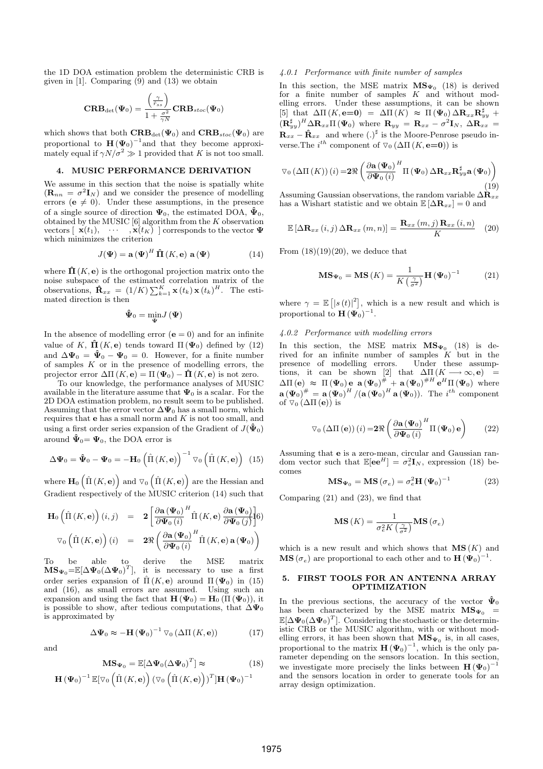the 1D DOA estimation problem the deterministic CRB is given in [1]. Comparing (9) and (13) we obtain

$$\mathbf{CRB}_{\det}(\mathbf{\Psi}_0) = \frac{\left(\frac{\gamma}{\bar{r}_{ss}}\right)}{1+\frac{\sigma^2}{\gamma N}}\mathbf{CRB}_{stoc}(\mathbf{\Psi}_0)$$

which shows that both $\mathbf{CRB}_{\det}(\mathbf{\Psi}_0)$ and $\mathbf{CRB}_{stoc}(\mathbf{\Psi}_0)$ are proportional to $\mathbf{H}(\mathbf{\Psi}_0)^{-1}$and that they become approximately equal if $\gamma N/\sigma^2 \gg 1$ provided that $K$ is not too small.

## 4. MUSIC PERFORMANCE DERIVATION

We assume in this section that the noise is spatially white ($\mathbf{R}_{nn} = \sigma^2 \mathbf{I}_N$) and we consider the presence of modelling errors ($\mathbf{e} \neq 0$). Under these assumptions, in the presence of a single source of direction $\mathbf{\Psi}_0$, the estimated DOA, $\hat{\mathbf{\Psi}}_0$, obtained by the MUSIC [6] algorithm from the $K$ observation vectors $[\ \mathbf{x}(t_1), \ \cdots \ , \mathbf{x}(t_K)\ ]$ corresponds to the vector $\mathbf{\Psi}$ which minimizes the criterion

$$J(\mathbf{\Psi}) = \mathbf{a}(\mathbf{\Psi})^H \hat{\mathbf{\Pi}}(K,\mathbf{e})\ \mathbf{a}(\mathbf{\Psi}) \tag{14}$$

where $\hat{\mathbf{\Pi}}(K,\mathbf{e})$ is the orthogonal projection matrix onto the noise subspace of the estimated correlation matrix of the observations, $\hat{\mathbf{R}}_{xx} = (1/K)\sum_{k=1}^{K}\mathbf{x}(t_k)\,\mathbf{x}(t_k)^H$. The estimated direction is then

$$\hat{\mathbf{\Psi}}_0 = \min_{\mathbf{\Psi}} J(\mathbf{\Psi})$$

In the absence of modelling error ($\mathbf{e} = 0$) and for an infinite value of $K$, $\hat{\mathbf{\Pi}}(K,\mathbf{e})$ tends toward $\Pi(\mathbf{\Psi}_0)$ defined by (12) and $\Delta\mathbf{\Psi}_0 = \hat{\mathbf{\Psi}}_0 - \mathbf{\Psi}_0 = 0$. However, for a finite number of samples $K$ or in the presence of modelling errors, the projector error $\Delta\Pi(K,\mathbf{e}) = \Pi(\mathbf{\Psi}_0) - \hat{\mathbf{\Pi}}(K,\mathbf{e})$ is not zero.

To our knowledge, the performance analyses of MUSIC available in the literature assume that $\mathbf{\Psi}_0$ is a scalar. For the 2D DOA estimation problem, no result seem to be published. Assuming that the error vector $\Delta\mathbf{\Psi}_0$ has a small norm, which requires that $\mathbf{e}$ has a small norm and $K$ is not too small, and using a first order series expansion of the Gradient of $J(\hat{\mathbf{\Psi}}_0)$ around $\hat{\mathbf{\Psi}}_0 = \mathbf{\Psi}_0$, the DOA error is

$$\Delta\mathbf{\Psi}_0 = \hat{\mathbf{\Psi}}_0 - \mathbf{\Psi}_0 = -\mathbf{H}_0\left(\hat{\Pi}(K,\mathbf{e})\right)^{-1}\triangledown_0\left(\hat{\Pi}(K,\mathbf{e})\right) \tag{15}$$

where $\mathbf{H}_0\left(\hat{\Pi}(K,\mathbf{e})\right)$ and $\triangledown_0\left(\hat{\Pi}(K,\mathbf{e})\right)$ are the Hessian and Gradient respectively of the MUSIC criterion (14) such that

$$\begin{aligned}\mathbf{H}_0\left(\hat{\Pi}(K,\mathbf{e})\right)(i,j) &= \mathbf{2}\left[\frac{\partial\mathbf{a}(\mathbf{\Psi}_0)}{\partial\mathbf{\Psi}_0(i)}^H\hat{\Pi}(K,\mathbf{e})\frac{\partial\mathbf{a}(\mathbf{\Psi}_0)}{\partial\mathbf{\Psi}_0(j)}\right] \\ \triangledown_0\left(\hat{\Pi}(K,\mathbf{e})\right)(i) &= \mathbf{2}\Re\left(\frac{\partial\mathbf{a}(\mathbf{\Psi}_0)}{\partial\mathbf{\Psi}_0(i)}^H\hat{\Pi}(K,\mathbf{e})\,\mathbf{a}(\mathbf{\Psi}_0)\right)\end{aligned} \tag{16}$$

To be able to derive the MSE matrix $\mathbf{MS}_{\mathbf{\Psi}_0} = \mathbb{E}[\Delta\mathbf{\Psi}_0(\Delta\mathbf{\Psi}_0)^T]$, it is necessary to use a first order series expansion of $\hat{\Pi}(K,\mathbf{e})$ around $\Pi(\mathbf{\Psi}_0)$ in (15) and (16), as small errors are assumed. Using such an expansion and using the fact that $\mathbf{H}(\mathbf{\Psi}_0) = \mathbf{H}_0(\Pi(\mathbf{\Psi}_0))$, it is possible to show, after tedious computations, that $\Delta\mathbf{\Psi}_0$ is approximated by

$$\Delta\mathbf{\Psi}_0 \approx -\mathbf{H}(\mathbf{\Psi}_0)^{-1}\triangledown_0(\Delta\Pi(K,\mathbf{e})) \tag{17}$$

and

$$\begin{aligned}\mathbf{MS}_{\mathbf{\Psi}_0} &= \mathbb{E}[\Delta\mathbf{\Psi}_0(\Delta\mathbf{\Psi}_0)^T] \approx \\ \mathbf{H}(\mathbf{\Psi}_0)^{-1}&\,\mathbb{E}[\triangledown_0\left(\hat{\Pi}(K,\mathbf{e})\right)\left(\triangledown_0\left(\hat{\Pi}(K,\mathbf{e})\right)\right)^T]\mathbf{H}(\mathbf{\Psi}_0)^{-1}\end{aligned} \tag{18}$$

#### 4.0.1 Performance with finite number of samples

In this section, the MSE matrix $\mathbf{MS}_{\mathbf{\Psi}_0}$ (18) is derived for a finite number of samples $K$ and without modelling errors. Under these assumptions, it can be shown [5] that $\Delta\Pi(K,\mathbf{e{=}0}) = \Delta\Pi(K) \approx \Pi(\mathbf{\Psi}_0)\Delta\mathbf{R}_{xx}\mathbf{R}_{yy}^{\sharp} + (\mathbf{R}_{yy}^{\sharp})^H\Delta\mathbf{R}_{xx}\Pi(\mathbf{\Psi}_0)$ where $\mathbf{R}_{yy} = \mathbf{R}_{xx} - \sigma^2\mathbf{I}_N$, $\Delta\mathbf{R}_{xx} = \mathbf{R}_{xx} - \hat{\mathbf{R}}_{xx}$ and where $(.)^{\sharp}$ is the Moore-Penrose pseudo inverse.The $i^{th}$ component of $\triangledown_0(\Delta\Pi(K,\mathbf{e{=}0}))$ is

$$\triangledown_0(\Delta\Pi(K))(i) = \mathbf{2}\Re\left(\frac{\partial\mathbf{a}(\mathbf{\Psi}_0)}{\partial\mathbf{\Psi}_0(i)}^H\Pi(\mathbf{\Psi}_0)\,\Delta\mathbf{R}_{xx}\mathbf{R}_{yy}^{\sharp}\mathbf{a}(\mathbf{\Psi}_0)\right) \tag{19}$$

Assuming Gaussian observations, the random variable $\Delta\mathbf{R}_{xx}$ has a Wishart statistic and we obtain $\mathbb{E}[\Delta\mathbf{R}_{xx}] = 0$ and

$$\mathbb{E}[\Delta\mathbf{R}_{xx}(i,j)\,\Delta\mathbf{R}_{xx}(m,n)] = \frac{\mathbf{R}_{xx}(m,j)\,\mathbf{R}_{xx}(i,n)}{K} \tag{20}$$

From (18)(19)(20), we deduce that

$$\mathbf{MS}_{\mathbf{\Psi}_0} = \mathbf{MS}(K) = \frac{1}{K\left(\frac{\gamma}{\sigma^2}\right)}\mathbf{H}(\mathbf{\Psi}_0)^{-1} \tag{21}$$

where $\gamma = \mathbb{E}\left[|s(t)|^2\right]$, which is a new result and which is proportional to $\mathbf{H}(\mathbf{\Psi}_0)^{-1}$.

#### 4.0.2 Performance with modelling errors

In this section, the MSE matrix $\mathbf{MS}_{\mathbf{\Psi}_0}$ (18) is derived for an infinite number of samples $K$ but in the presence of modelling errors. Under these assumptions, it can be shown [2] that $\Delta\Pi(K \longrightarrow \infty, \mathbf{e}) = \Delta\Pi(\mathbf{e}) \approx \Pi(\mathbf{\Psi}_0)\,\mathbf{e}\ \mathbf{a}(\mathbf{\Psi}_0)^{\#} + \mathbf{a}(\mathbf{\Psi}_0)^{\#H}\mathbf{e}^H\Pi(\mathbf{\Psi}_0)$ where $\mathbf{a}(\mathbf{\Psi}_0)^{\#} = \mathbf{a}(\mathbf{\Psi}_0)^H/(\mathbf{a}(\mathbf{\Psi}_0)^H\mathbf{a}(\mathbf{\Psi}_0))$. The $i^{th}$ component of $\triangledown_0(\Delta\Pi(\mathbf{e}))$ is

$$\triangledown_0(\Delta\Pi(\mathbf{e}))(i) = \mathbf{2}\Re\left(\frac{\partial\mathbf{a}(\mathbf{\Psi}_0)}{\partial\mathbf{\Psi}_0(i)}^H\Pi(\mathbf{\Psi}_0)\,\mathbf{e}\right) \tag{22}$$

Assuming that $\mathbf{e}$ is a zero-mean, circular and Gaussian random vector such that $\mathbb{E}[\mathbf{e}\mathbf{e}^H] = \sigma_e^2\mathbf{I}_N$, expression (18) becomes

$$\mathbf{MS}_{\mathbf{\Psi}_0} = \mathbf{MS}(\sigma_e) = \sigma_e^2\mathbf{H}(\mathbf{\Psi}_0)^{-1} \tag{23}$$

Comparing (21) and (23), we find that

$$\mathbf{MS}(K) = \frac{1}{\sigma_e^2 K\left(\frac{\gamma}{\sigma^2}\right)}\mathbf{MS}(\sigma_e)$$

which is a new result and which shows that $\mathbf{MS}(K)$ and $\mathbf{MS}(\sigma_e)$ are proportional to each other and to $\mathbf{H}(\mathbf{\Psi}_0)^{-1}$.

## 5. FIRST TOOLS FOR AN ANTENNA ARRAY OPTIMIZATION

In the previous sections, the accuracy of the vector $\hat{\mathbf{\Psi}}_0$ has been characterized by the MSE matrix $\mathbf{MS}_{\mathbf{\Psi}_0} = \mathbb{E}[\Delta\mathbf{\Psi}_0(\Delta\mathbf{\Psi}_0)^T]$. Considering the stochastic or the deterministic CRB or the MUSIC algorithm, with or without modelling errors, it has been shown that $\mathbf{MS}_{\mathbf{\Psi}_0}$ is, in all cases, proportional to the matrix $\mathbf{H}(\mathbf{\Psi}_0)^{-1}$, which is the only parameter depending on the sensors location. In this section, we investigate more precisely the links between $\mathbf{H}(\mathbf{\Psi}_0)^{-1}$ and the sensors location in order to generate tools for an array design optimization.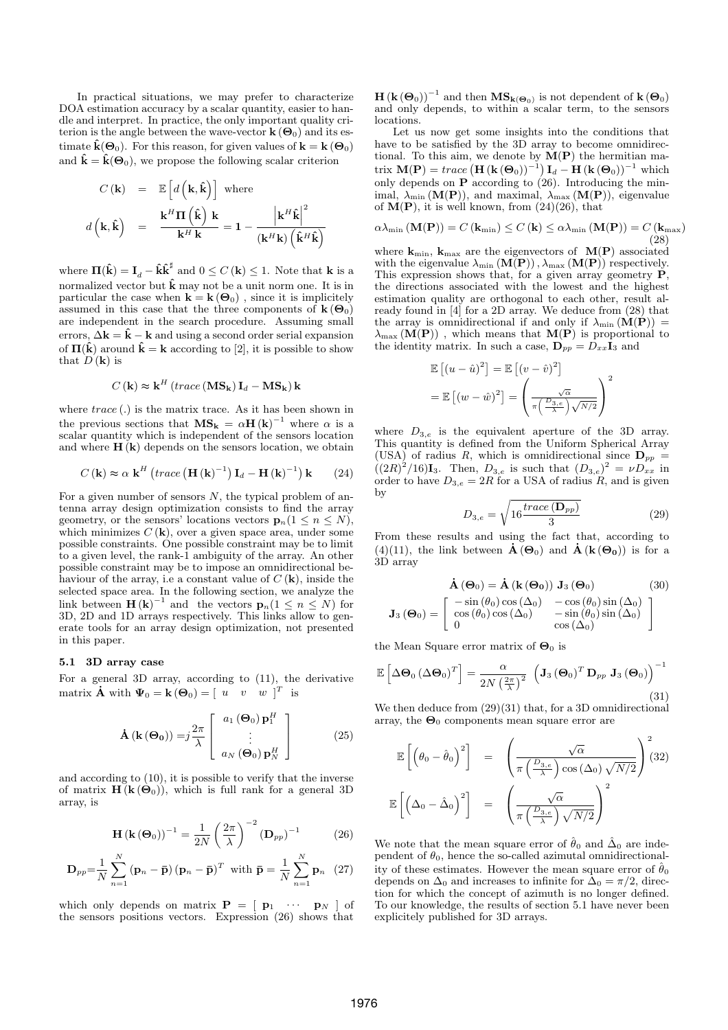In practical situations, we may prefer to characterize DOA estimation accuracy by a scalar quantity, easier to handle and interpret. In practice, the only important quality criterion is the angle between the wave-vector $\mathbf{k}(\mathbf{\Theta}_0)$ and its estimate $\hat{\mathbf{k}}(\mathbf{\Theta}_0)$. For this reason, for given values of $\mathbf{k} = \mathbf{k}(\mathbf{\Theta}_0)$ and $\hat{\mathbf{k}} = \hat{\mathbf{k}}(\mathbf{\Theta}_0)$, we propose the following scalar criterion

$$
\begin{aligned}
C(\mathbf{k}) &= \mathbb{E}\left[d\left(\mathbf{k}, \hat{\mathbf{k}}\right)\right] \text{ where} \\
d\left(\mathbf{k}, \hat{\mathbf{k}}\right) &= \frac{\mathbf{k}^H \mathbf{\Pi}\left(\hat{\mathbf{k}}\right) \mathbf{k}}{\mathbf{k}^H \mathbf{k}} = \mathbf{1} - \frac{\left|\mathbf{k}^H \hat{\mathbf{k}}\right|^2}{\left(\mathbf{k}^H \mathbf{k}\right)\left(\hat{\mathbf{k}}^H \hat{\mathbf{k}}\right)}
\end{aligned}
$$

where $\mathbf{\Pi}(\hat{\mathbf{k}}) = \mathbf{I}_d - \hat{\mathbf{k}}\hat{\mathbf{k}}^\sharp$ and $0 \leq C(\mathbf{k}) \leq 1$. Note that $\mathbf{k}$ is a normalized vector but $\hat{\mathbf{k}}$ may not be a unit norm one. It is in particular the case when $\mathbf{k} = \mathbf{k}(\mathbf{\Theta}_0)$ , since it is implicitely assumed in this case that the three components of $\mathbf{k}(\mathbf{\Theta}_0)$ are independent in the search procedure. Assuming small errors, $\Delta\mathbf{k} = \hat{\mathbf{k}} - \mathbf{k}$ and using a second order serial expansion of $\mathbf{\Pi}(\hat{\mathbf{k}})$ around $\hat{\mathbf{k}} = \mathbf{k}$ according to [2], it is possible to show that $D(\mathbf{k})$ is

$$
C(\mathbf{k}) \approx \mathbf{k}^H \left(trace\left(\mathbf{MS_k}\right)\mathbf{I}_d - \mathbf{MS_k}\right)\mathbf{k}
$$

where $trace(.)$ is the matrix trace. As it has been shown in the previous sections that $\mathbf{MS_k} = \alpha\mathbf{H}(\mathbf{k})^{-1}$ where $\alpha$ is a scalar quantity which is independent of the sensors location and where $\mathbf{H}(\mathbf{k})$ depends on the sensors location, we obtain

$$
C(\mathbf{k}) \approx \alpha\ \mathbf{k}^H \left(trace\left(\mathbf{H}(\mathbf{k})^{-1}\right)\mathbf{I}_d - \mathbf{H}(\mathbf{k})^{-1}\right)\mathbf{k} \qquad (24)
$$

For a given number of sensors $N$, the typical problem of antenna array design optimization consists to find the array geometry, or the sensors' locations vectors $\mathbf{p}_n (1 \leq n \leq N)$, which minimizes $C(\mathbf{k})$, over a given space area, under some possible constraints. One possible constraint may be to limit to a given level, the rank-1 ambiguity of the array. An other possible constraint may be to impose an omnidirectional behaviour of the array, i.e a constant value of $C(\mathbf{k})$, inside the selected space area. In the following section, we analyze the link between $\mathbf{H}(\mathbf{k})^{-1}$ and the vectors $\mathbf{p}_n (1 \leq n \leq N)$ for 3D, 2D and 1D arrays respectively. This links allow to generate tools for an array design optimization, not presented in this paper.

### 5.1 3D array case

For a general 3D array, according to (11), the derivative matrix $\dot{\mathbf{A}}$ with $\mathbf{\Psi}_0 = \mathbf{k}(\mathbf{\Theta}_0) = [\ u \quad v \quad w\ ]^T$ is

$$
\dot{\mathbf{A}}\left(\mathbf{k}\left(\mathbf{\Theta_0}\right)\right) = j\frac{2\pi}{\lambda}\begin{bmatrix} a_1\left(\mathbf{\Theta}_0\right)\mathbf{p}_1^H \\ \vdots \\ a_N\left(\mathbf{\Theta}_0\right)\mathbf{p}_N^H \end{bmatrix} \qquad (25)
$$

and according to (10), it is possible to verify that the inverse of matrix $\mathbf{H}(\mathbf{k}(\mathbf{\Theta}_0))$, which is full rank for a general 3D array, is

$$
\mathbf{H}\left(\mathbf{k}\left(\mathbf{\Theta}_0\right)\right)^{-1} = \frac{1}{2N}\left(\frac{2\pi}{\lambda}\right)^{-2}\left(\mathbf{D}_{pp}\right)^{-1} \qquad (26)
$$

$$
\mathbf{D}_{pp} = \frac{1}{N}\sum_{n=1}^{N}\left(\mathbf{p}_n - \bar{\mathbf{p}}\right)\left(\mathbf{p}_n - \bar{\mathbf{p}}\right)^T \text{ with } \bar{\mathbf{p}} = \frac{1}{N}\sum_{n=1}^{N}\mathbf{p}_n \quad (27)
$$

which only depends on matrix $\mathbf{P} = [\ \mathbf{p}_1 \quad \cdots \quad \mathbf{p}_N\ ]$ of the sensors positions vectors. Expression (26) shows that $\mathbf{H}(\mathbf{k}(\mathbf{\Theta}_0))^{-1}$ and then $\mathbf{MS}_{\mathbf{k}(\mathbf{\Theta}_0)}$ is not dependent of $\mathbf{k}(\mathbf{\Theta}_0)$ and only depends, to within a scalar term, to the sensors locations.

Let us now get some insights into the conditions that have to be satisfied by the 3D array to become omnidirectional. To this aim, we denote by $\mathbf{M}(\mathbf{P})$ the hermitian matrix $\mathbf{M}(\mathbf{P}) = trace\left(\mathbf{H}(\mathbf{k}(\mathbf{\Theta}_0))^{-1}\right)\mathbf{I}_d - \mathbf{H}(\mathbf{k}(\mathbf{\Theta}_0))^{-1}$ which only depends on $\mathbf{P}$ according to (26). Introducing the minimal, $\lambda_{\min}(\mathbf{M}(\mathbf{P}))$, and maximal, $\lambda_{\max}(\mathbf{M}(\mathbf{P}))$, eigenvalue of $\mathbf{M}(\mathbf{P})$, it is well known, from (24)(26), that

$$
\alpha\lambda_{\min}(\mathbf{M}(\mathbf{P})) = C(\mathbf{k}_{\min}) \leq C(\mathbf{k}) \leq \alpha\lambda_{\min}(\mathbf{M}(\mathbf{P})) = C(\mathbf{k}_{\max}) \qquad (28)
$$

where $\mathbf{k}_{\min}$, $\mathbf{k}_{\max}$ are the eigenvectors of $\mathbf{M}(\mathbf{P})$ associated with the eigenvalue $\lambda_{\min}(\mathbf{M}(\mathbf{P}))$, $\lambda_{\max}(\mathbf{M}(\mathbf{P}))$ respectively. This expression shows that, for a given array geometry $\mathbf{P}$, the directions associated with the lowest and the highest estimation quality are orthogonal to each other, result already found in [4] for a 2D array. We deduce from (28) that the array is omnidirectional if and only if $\lambda_{\min}(\mathbf{M}(\mathbf{P})) = \lambda_{\max}(\mathbf{M}(\mathbf{P}))$ , which means that $\mathbf{M}(\mathbf{P})$ is proportional to the identity matrix. In such a case, $\mathbf{D}_{pp} = D_{xx}\mathbf{I}_3$ and

$$
\begin{aligned}
&\mathbb{E}\left[(u - \hat{u})^2\right] = \mathbb{E}\left[(v - \hat{v})^2\right] \\
&= \mathbb{E}\left[(w - \hat{w})^2\right] = \left(\frac{\sqrt{\alpha}}{\pi\left(\frac{D_{3,e}}{\lambda}\right)\sqrt{N/2}}\right)^2
\end{aligned}
$$

where $D_{3,e}$ is the equivalent aperture of the 3D array. This quantity is defined from the Uniform Spherical Array (USA) of radius $R$, which is omnidirectional since $\mathbf{D}_{pp} = ((2R)^2/16)\mathbf{I}_3$. Then, $D_{3,e}$ is such that $(D_{3,e})^2 = \nu D_{xx}$ in order to have $D_{3,e} = 2R$ for a USA of radius $R$, and is given by

$$
D_{3,e} = \sqrt{16\frac{trace\left(\mathbf{D}_{pp}\right)}{3}} \qquad (29)
$$

From these results and using the fact that, according to (4)(11), the link between $\dot{\mathbf{A}}(\mathbf{\Theta}_0)$ and $\dot{\mathbf{A}}(\mathbf{k}(\mathbf{\Theta_0}))$ is for a 3D array

$$
\dot{\mathbf{A}}\left(\mathbf{\Theta}_0\right) = \dot{\mathbf{A}}\left(\mathbf{k}\left(\mathbf{\Theta_0}\right)\right)\ \mathbf{J}_3\left(\mathbf{\Theta}_0\right) \qquad (30)
$$

$$
\mathbf{J}_3\left(\mathbf{\Theta}_0\right) = \begin{bmatrix} -\sin(\theta_0)\cos(\Delta_0) & -\cos(\theta_0)\sin(\Delta_0) \\ \cos(\theta_0)\cos(\Delta_0) & -\sin(\theta_0)\sin(\Delta_0) \\ 0 & \cos(\Delta_0) \end{bmatrix}
$$

the Mean Square error matrix of $\mathbf{\Theta}_0$ is

$$
\mathbb{E}\left[\Delta\mathbf{\Theta}_0\left(\Delta\mathbf{\Theta}_0\right)^T\right] = \frac{\alpha}{2N\left(\frac{2\pi}{\lambda}\right)^2}\ \left(\mathbf{J}_3\left(\mathbf{\Theta}_0\right)^T\mathbf{D}_{pp}\ \mathbf{J}_3\left(\mathbf{\Theta}_0\right)\right)^{-1} \qquad (31)
$$

We then deduce from (29)(31) that, for a 3D omnidirectional array, the $\mathbf{\Theta}_0$ components mean square error are

$$
\begin{aligned}
\mathbb{E}\left[\left(\theta_0 - \hat{\theta}_0\right)^2\right] &= \left(\frac{\sqrt{\alpha}}{\pi\left(\frac{D_{3,e}}{\lambda}\right)\cos(\Delta_0)\sqrt{N/2}}\right)^2 \qquad (32) \\
\mathbb{E}\left[\left(\Delta_0 - \hat{\Delta}_0\right)^2\right] &= \left(\frac{\sqrt{\alpha}}{\pi\left(\frac{D_{3,e}}{\lambda}\right)\sqrt{N/2}}\right)^2
\end{aligned}
$$

We note that the mean square error of $\hat{\theta}_0$ and $\hat{\Delta}_0$ are independent of $\theta_0$, hence the so-called azimutal omnidirectionality of these estimates. However the mean square error of $\hat{\theta}_0$ depends on $\Delta_0$ and increases to infinite for $\Delta_0 = \pi/2$, direction for which the concept of azimuth is no longer defined. To our knowledge, the results of section 5.1 have never been explicitely published for 3D arrays.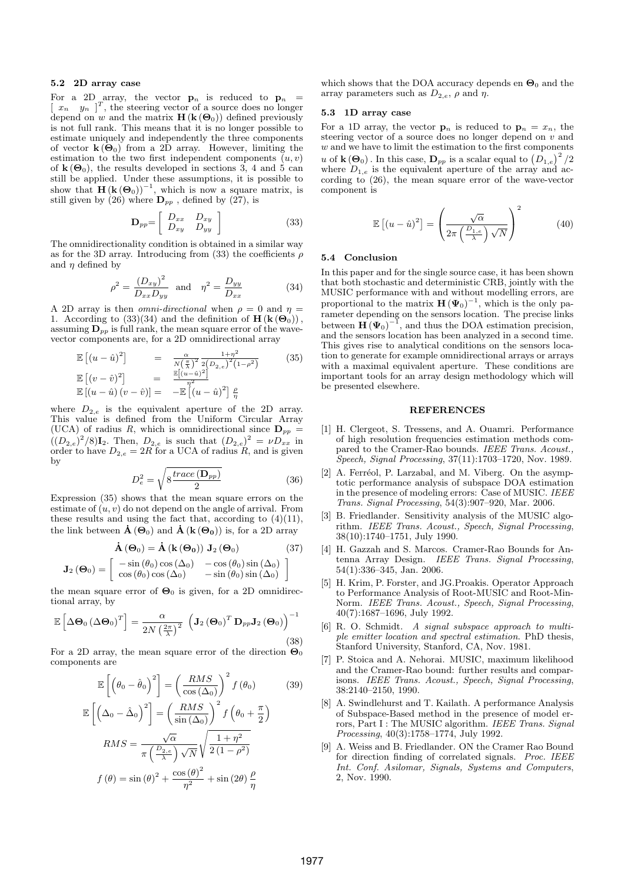### 5.2 2D array case

For a 2D array, the vector $\mathbf{p}_n$ is reduced to $\mathbf{p}_n = [\ x_n \quad y_n\ ]^T$, the steering vector of a source does no longer depend on $w$ and the matrix $\mathbf{H}(\mathbf{k}(\mathbf{\Theta}_0))$ defined previously is not full rank. This means that it is no longer possible to estimate uniquely and independently the three components of vector $\mathbf{k}(\mathbf{\Theta}_0)$ from a 2D array. However, limiting the estimation to the two first independent components $(u, v)$ of $\mathbf{k}(\mathbf{\Theta}_0)$, the results developed in sections 3, 4 and 5 can still be applied. Under these assumptions, it is possible to show that $\mathbf{H}(\mathbf{k}(\mathbf{\Theta}_0))^{-1}$, which is now a square matrix, is still given by (26) where $\mathbf{D}_{pp}$ , defined by (27), is

$$\mathbf{D}_{pp} = \begin{bmatrix} D_{xx} & D_{xy} \\ D_{xy} & D_{yy} \end{bmatrix} \tag{33}$$

The omnidirectionality condition is obtained in a similar way as for the 3D array. Introducing from (33) the coefficients $\rho$ and $\eta$ defined by

$$\rho^2 = \frac{(D_{xy})^2}{D_{xx}D_{yy}} \quad \text{and} \quad \eta^2 = \frac{D_{yy}}{D_{xx}} \tag{34}$$

A 2D array is then *omni-directional* when $\rho = 0$ and $\eta = 1$. According to (33)(34) and the definition of $\mathbf{H}(\mathbf{k}(\mathbf{\Theta}_0))$, assuming $\mathbf{D}_{pp}$ is full rank, the mean square error of the wave-vector components are, for a 2D omnidirectional array

$$\begin{aligned}
\mathbb{E}\left[(u-\hat{u})^2\right] &= \frac{\alpha}{N\left(\frac{\pi}{\lambda}\right)^2} \frac{1+\eta^2}{2\left(D_{2,e}\right)^2\left(1-\rho^2\right)} \\
\mathbb{E}\left[(v-\hat{v})^2\right] &= \frac{\mathbb{E}\left[(u-\hat{u})^2\right]}{\eta^2} \\
\mathbb{E}\left[(u-\hat{u})(v-\hat{v})\right] &= -\mathbb{E}\left[(u-\hat{u})^2\right]\frac{\rho}{\eta}
\end{aligned} \tag{35}$$

where $D_{2,e}$ is the equivalent aperture of the 2D array. This value is defined from the Uniform Circular Array (UCA) of radius $R$, which is omnidirectional since $\mathbf{D}_{pp} = ((D_{2,e})^2/8)\mathbf{I}_2$. Then, $D_{2,e}$ is such that $(D_{2,e})^2 = \nu D_{xx}$ in order to have $D_{2,e} = 2R$ for a UCA of radius $R$, and is given by

$$D_e^2 = \sqrt{8\frac{trace\left(\mathbf{D}_{pp}\right)}{2}} \tag{36}$$

Expression (35) shows that the mean square errors on the estimate of $(u, v)$ do not depend on the angle of arrival. From these results and using the fact that, according to (4)(11), the link between $\dot{\mathbf{A}}(\mathbf{\Theta}_0)$ and $\dot{\mathbf{A}}(\mathbf{k}(\mathbf{\Theta_0}))$ is, for a 2D array

$$\dot{\mathbf{A}}(\mathbf{\Theta}_0) = \dot{\mathbf{A}}(\mathbf{k}(\mathbf{\Theta_0}))\ \mathbf{J}_2(\mathbf{\Theta}_0) \tag{37}$$

$$\mathbf{J}_2(\mathbf{\Theta}_0) = \begin{bmatrix} -\sin(\theta_0)\cos(\Delta_0) & -\cos(\theta_0)\sin(\Delta_0) \\ \cos(\theta_0)\cos(\Delta_0) & -\sin(\theta_0)\sin(\Delta_0) \end{bmatrix}$$

the mean square error of $\mathbf{\Theta}_0$ is given, for a 2D omnidirectional array, by

$$\mathbb{E}\left[\Delta\mathbf{\Theta}_0\left(\Delta\mathbf{\Theta}_0\right)^T\right] = \frac{\alpha}{2N\left(\frac{2\pi}{\lambda}\right)^2}\left(\mathbf{J}_2(\mathbf{\Theta}_0)^T\mathbf{D}_{pp}\mathbf{J}_2(\mathbf{\Theta}_0)\right)^{-1} \tag{38}$$

For a 2D array, the mean square error of the direction $\mathbf{\Theta}_0$ components are

$$\mathbb{E}\left[\left(\theta_0 - \hat{\theta}_0\right)^2\right] = \left(\frac{RMS}{\cos(\Delta_0)}\right)^2 f(\theta_0) \tag{39}$$

$$\mathbb{E}\left[\left(\Delta_0 - \hat{\Delta}_0\right)^2\right] = \left(\frac{RMS}{\sin(\Delta_0)}\right)^2 f\left(\theta_0 + \frac{\pi}{2}\right)$$

$$RMS = \frac{\sqrt{\alpha}}{\pi\left(\frac{D_{2,e}}{\lambda}\right)\sqrt{N}}\sqrt{\frac{1+\eta^2}{2\left(1-\rho^2\right)}}$$

$$f(\theta) = \sin(\theta)^2 + \frac{\cos(\theta)^2}{\eta^2} + \sin(2\theta)\frac{\rho}{\eta}$$

which shows that the DOA accuracy depends en $\mathbf{\Theta}_0$ and the array parameters such as $D_{2,e}$, $\rho$ and $\eta$.

### 5.3 1D array case

For a 1D array, the vector $\mathbf{p}_n$ is reduced to $\mathbf{p}_n = x_n$, the steering vector of a source does no longer depend on $v$ and $w$ and we have to limit the estimation to the first components $u$ of $\mathbf{k}(\mathbf{\Theta}_0)$. In this case, $\mathbf{D}_{pp}$ is a scalar equal to $\left(D_{1,e}\right)^2/2$ where $D_{1,e}$ is the equivalent aperture of the array and according to (26), the mean square error of the wave-vector component is

$$\mathbb{E}\left[(u-\hat{u})^2\right] = \left(\frac{\sqrt{\alpha}}{2\pi\left(\frac{D_{1,e}}{\lambda}\right)\sqrt{N}}\right)^2 \tag{40}$$

### 5.4 Conclusion

In this paper and for the single source case, it has been shown that both stochastic and deterministic CRB, jointly with the MUSIC performance with and without modelling errors, are proportional to the matrix $\mathbf{H}(\mathbf{\Psi}_0)^{-1}$, which is the only parameter depending on the sensors location. The precise links between $\mathbf{H}(\mathbf{\Psi}_0)^{-1}$, and thus the DOA estimation precision, and the sensors location has been analyzed in a second time. This gives rise to analytical conditions on the sensors location to generate for example omnidirectional arrays or arrays with a maximal equivalent aperture. These conditions are important tools for an array design methodology which will be presented elsewhere.

## REFERENCES

[1] H. Clergeot, S. Tressens, and A. Ouamri. Performance of high resolution frequencies estimation methods compared to the Cramer-Rao bounds. *IEEE Trans. Acoust., Speech, Signal Processing*, 37(11):1703–1720, Nov. 1989.

[2] A. Ferréol, P. Larzabal, and M. Viberg. On the asymptotic performance analysis of subspace DOA estimation in the presence of modeling errors: Case of MUSIC. *IEEE Trans. Signal Processing*, 54(3):907–920, Mar. 2006.

[3] B. Friedlander. Sensitivity analysis of the MUSIC algorithm. *IEEE Trans. Acoust., Speech, Signal Processing*, 38(10):1740–1751, July 1990.

[4] H. Gazzah and S. Marcos. Cramer-Rao Bounds for Antenna Array Design. *IEEE Trans. Signal Processing*, 54(1):336–345, Jan. 2006.

[5] H. Krim, P. Forster, and JG.Proakis. Operator Approach to Performance Analysis of Root-MUSIC and Root-Min-Norm. *IEEE Trans. Acoust., Speech, Signal Processing*, 40(7):1687–1696, July 1992.

[6] R. O. Schmidt. *A signal subspace approach to multiple emitter location and spectral estimation.* PhD thesis, Stanford University, Stanford, CA, Nov. 1981.

[7] P. Stoica and A. Nehorai. MUSIC, maximum likelihood and the Cramer-Rao bound: further results and comparisons. *IEEE Trans. Acoust., Speech, Signal Processing*, 38:2140–2150, 1990.

[8] A. Swindlehurst and T. Kailath. A performance Analysis of Subspace-Based method in the presence of model errors, Part I : The MUSIC algorithm. *IEEE Trans. Signal Processing*, 40(3):1758–1774, July 1992.

[9] A. Weiss and B. Friedlander. ON the Cramer Rao Bound for direction finding of correlated signals. *Proc. IEEE Int. Conf. Asilomar, Signals, Systems and Computers*, 2, Nov. 1990.